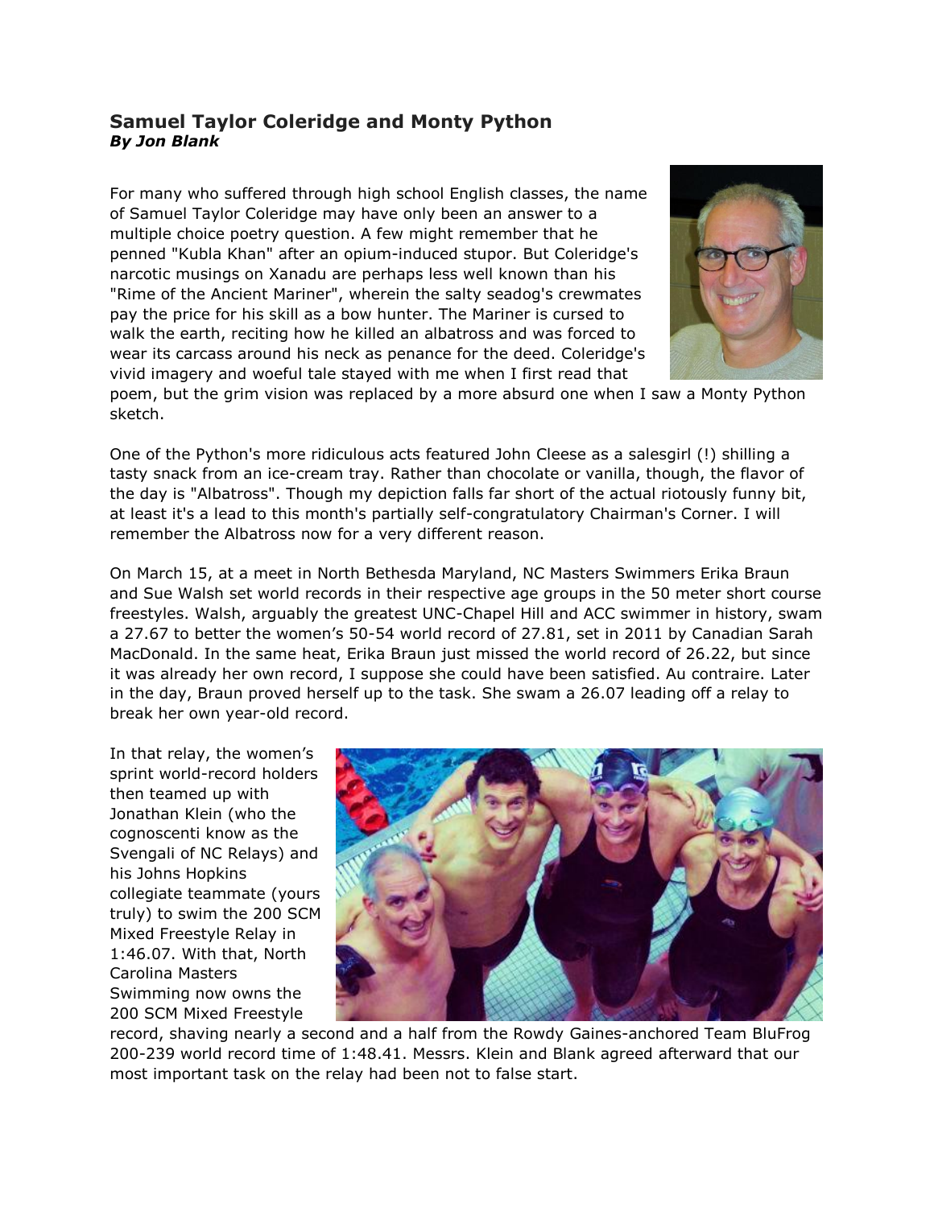## Samuel Taylor Coleridge and Monty Python

***By Jon Blank***

For many who suffered through high school English classes, the name of Samuel Taylor Coleridge may have only been an answer to a multiple choice poetry question. A few might remember that he penned "Kubla Khan" after an opium-induced stupor. But Coleridge's narcotic musings on Xanadu are perhaps less well known than his "Rime of the Ancient Mariner", wherein the salty seadog's crewmates pay the price for his skill as a bow hunter. The Mariner is cursed to walk the earth, reciting how he killed an albatross and was forced to wear its carcass around his neck as penance for the deed. Coleridge's vivid imagery and woeful tale stayed with me when I first read that poem, but the grim vision was replaced by a more absurd one when I saw a Monty Python sketch.

One of the Python's more ridiculous acts featured John Cleese as a salesgirl (!) shilling a tasty snack from an ice-cream tray. Rather than chocolate or vanilla, though, the flavor of the day is "Albatross". Though my depiction falls far short of the actual riotously funny bit, at least it's a lead to this month's partially self-congratulatory Chairman's Corner. I will remember the Albatross now for a very different reason.

On March 15, at a meet in North Bethesda Maryland, NC Masters Swimmers Erika Braun and Sue Walsh set world records in their respective age groups in the 50 meter short course freestyles. Walsh, arguably the greatest UNC-Chapel Hill and ACC swimmer in history, swam a 27.67 to better the women's 50-54 world record of 27.81, set in 2011 by Canadian Sarah MacDonald. In the same heat, Erika Braun just missed the world record of 26.22, but since it was already her own record, I suppose she could have been satisfied. Au contraire. Later in the day, Braun proved herself up to the task. She swam a 26.07 leading off a relay to break her own year-old record.

In that relay, the women's sprint world-record holders then teamed up with Jonathan Klein (who the cognoscenti know as the Svengali of NC Relays) and his Johns Hopkins collegiate teammate (yours truly) to swim the 200 SCM Mixed Freestyle Relay in 1:46.07. With that, North Carolina Masters Swimming now owns the 200 SCM Mixed Freestyle record, shaving nearly a second and a half from the Rowdy Gaines-anchored Team BluFrog 200-239 world record time of 1:48.41. Messrs. Klein and Blank agreed afterward that our most important task on the relay had been not to false start.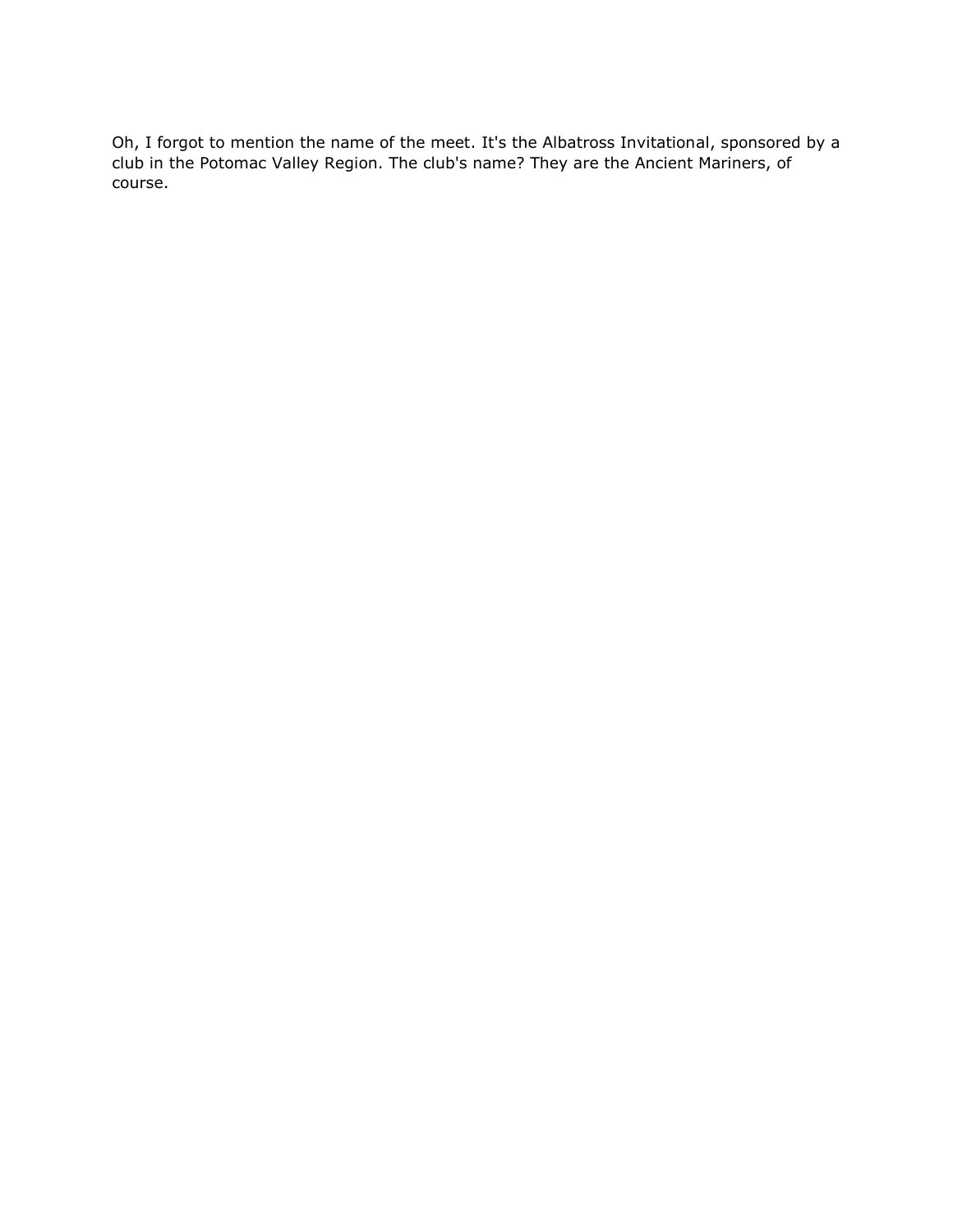Oh, I forgot to mention the name of the meet. It's the Albatross Invitational, sponsored by a club in the Potomac Valley Region. The club's name? They are the Ancient Mariners, of course.